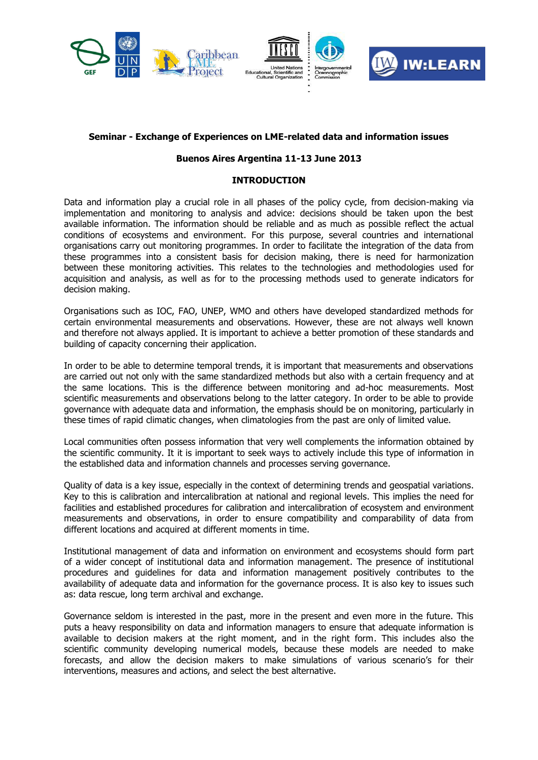**Seminar - Exchange of Experiences on LME-related data and information issues**

**Buenos Aires Argentina 11-13 June 2013**

**INTRODUCTION**

Data and information play a crucial role in all phases of the policy cycle, from decision-making via implementation and monitoring to analysis and advice: decisions should be taken upon the best available information. The information should be reliable and as much as possible reflect the actual conditions of ecosystems and environment. For this purpose, several countries and international organisations carry out monitoring programmes. In order to facilitate the integration of the data from these programmes into a consistent basis for decision making, there is need for harmonization between these monitoring activities. This relates to the technologies and methodologies used for acquisition and analysis, as well as for to the processing methods used to generate indicators for decision making.

Organisations such as IOC, FAO, UNEP, WMO and others have developed standardized methods for certain environmental measurements and observations. However, these are not always well known and therefore not always applied. It is important to achieve a better promotion of these standards and building of capacity concerning their application.

In order to be able to determine temporal trends, it is important that measurements and observations are carried out not only with the same standardized methods but also with a certain frequency and at the same locations. This is the difference between monitoring and ad-hoc measurements. Most scientific measurements and observations belong to the latter category. In order to be able to provide governance with adequate data and information, the emphasis should be on monitoring, particularly in these times of rapid climatic changes, when climatologies from the past are only of limited value.

Local communities often possess information that very well complements the information obtained by the scientific community. It it is important to seek ways to actively include this type of information in the established data and information channels and processes serving governance.

Quality of data is a key issue, especially in the context of determining trends and geospatial variations. Key to this is calibration and intercalibration at national and regional levels. This implies the need for facilities and established procedures for calibration and intercalibration of ecosystem and environment measurements and observations, in order to ensure compatibility and comparability of data from different locations and acquired at different moments in time.

Institutional management of data and information on environment and ecosystems should form part of a wider concept of institutional data and information management. The presence of institutional procedures and guidelines for data and information management positively contributes to the availability of adequate data and information for the governance process. It is also key to issues such as: data rescue, long term archival and exchange.

Governance seldom is interested in the past, more in the present and even more in the future. This puts a heavy responsibility on data and information managers to ensure that adequate information is available to decision makers at the right moment, and in the right form. This includes also the scientific community developing numerical models, because these models are needed to make forecasts, and allow the decision makers to make simulations of various scenario's for their interventions, measures and actions, and select the best alternative.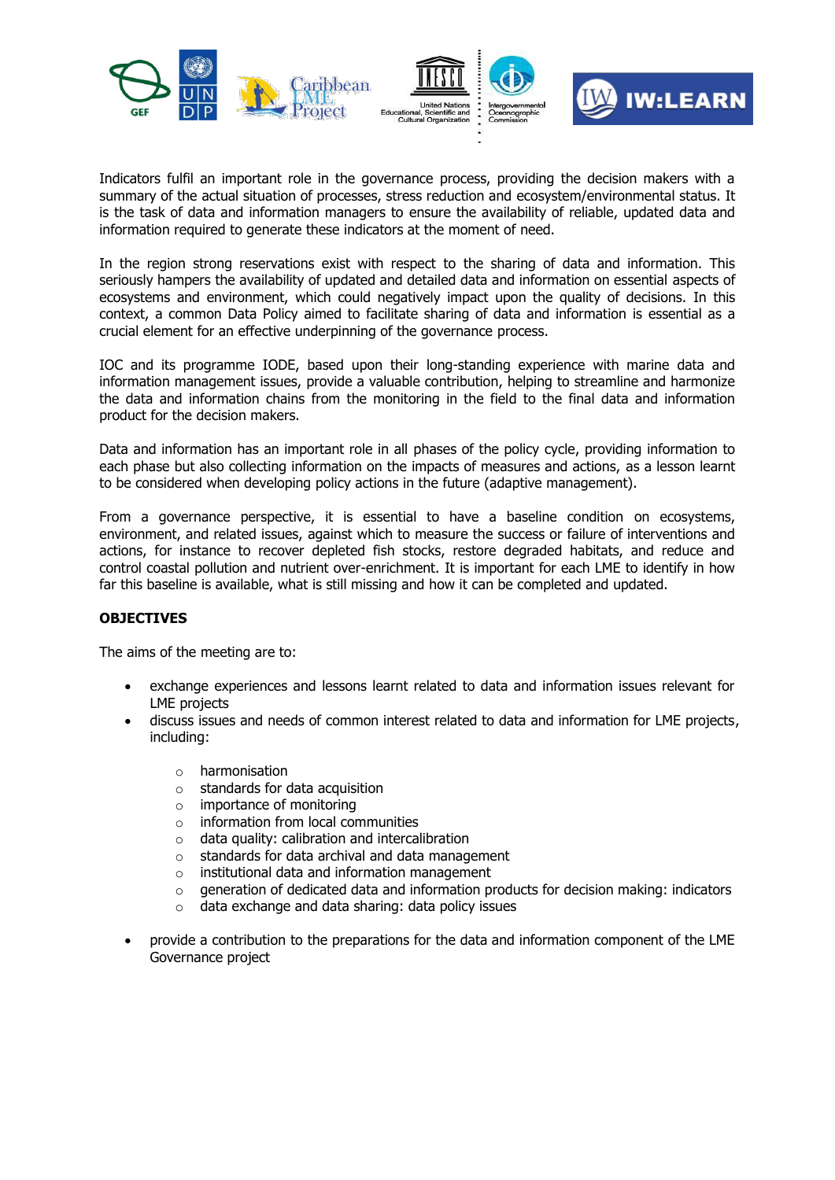Indicators fulfil an important role in the governance process, providing the decision makers with a summary of the actual situation of processes, stress reduction and ecosystem/environmental status. It is the task of data and information managers to ensure the availability of reliable, updated data and information required to generate these indicators at the moment of need.

In the region strong reservations exist with respect to the sharing of data and information. This seriously hampers the availability of updated and detailed data and information on essential aspects of ecosystems and environment, which could negatively impact upon the quality of decisions. In this context, a common Data Policy aimed to facilitate sharing of data and information is essential as a crucial element for an effective underpinning of the governance process.

IOC and its programme IODE, based upon their long-standing experience with marine data and information management issues, provide a valuable contribution, helping to streamline and harmonize the data and information chains from the monitoring in the field to the final data and information product for the decision makers.

Data and information has an important role in all phases of the policy cycle, providing information to each phase but also collecting information on the impacts of measures and actions, as a lesson learnt to be considered when developing policy actions in the future (adaptive management).

From a governance perspective, it is essential to have a baseline condition on ecosystems, environment, and related issues, against which to measure the success or failure of interventions and actions, for instance to recover depleted fish stocks, restore degraded habitats, and reduce and control coastal pollution and nutrient over-enrichment. It is important for each LME to identify in how far this baseline is available, what is still missing and how it can be completed and updated.

**OBJECTIVES**

The aims of the meeting are to:

- exchange experiences and lessons learnt related to data and information issues relevant for LME projects
- discuss issues and needs of common interest related to data and information for LME projects, including:
  - harmonisation
  - standards for data acquisition
  - importance of monitoring
  - information from local communities
  - data quality: calibration and intercalibration
  - standards for data archival and data management
  - institutional data and information management
  - generation of dedicated data and information products for decision making: indicators
  - data exchange and data sharing: data policy issues
- provide a contribution to the preparations for the data and information component of the LME Governance project